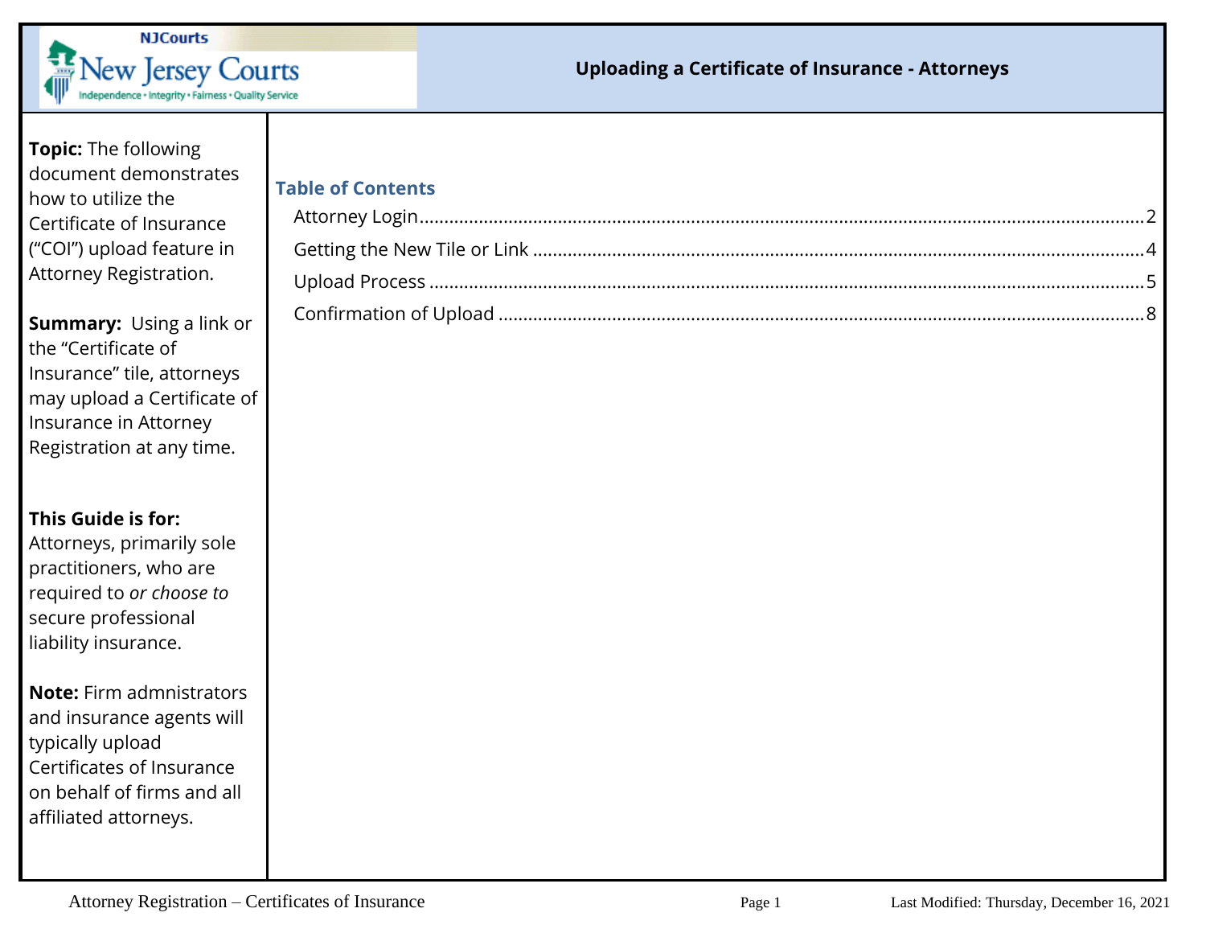# Uploading a Certificate of Insurance - Attorneys

**Topic:** The following document demonstrates how to utilize the Certificate of Insurance ("COI") upload feature in Attorney Registration.

**Summary:** Using a link or the "Certificate of Insurance" tile, attorneys may upload a Certificate of Insurance in Attorney Registration at any time.

**This Guide is for:** Attorneys, primarily sole practitioners, who are required to *or choose to* secure professional liability insurance.

**Note:** Firm admnistrators and insurance agents will typically upload Certificates of Insurance on behalf of firms and all affiliated attorneys.

## Table of Contents

- Attorney Login ........ 2
- Getting the New Tile or Link ........ 4
- Upload Process ........ 5
- Confirmation of Upload ........ 8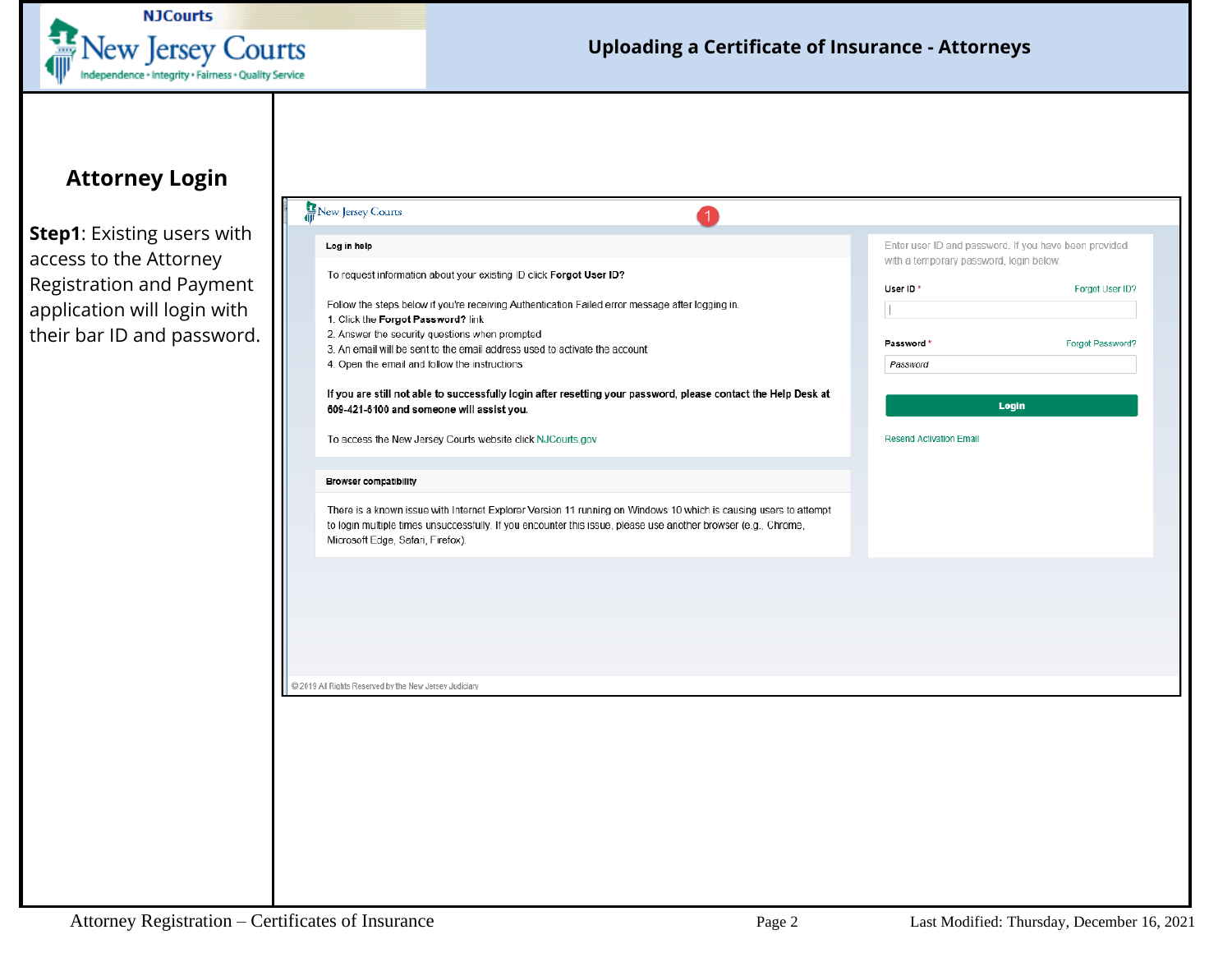## Attorney Login

**Step1**: Existing users with access to the Attorney Registration and Payment application will login with their bar ID and password.

New Jersey Courts

1

**Log in help**

To request information about your existing ID click **Forgot User ID?**

Follow the steps below if you're receiving Authentication Failed error message after logging in.

1. Click the **Forgot Password?** link
2. Answer the security questions when prompted
3. An email will be sent to the email address used to activate the account
4. Open the email and follow the instructions

**If you are still not able to successfully login after resetting your password, please contact the Help Desk at 609-421-6100 and someone will assist you.**

To access the New Jersey Courts website click NJCourts.gov

**Browser compatibility**

There is a known issue with Internet Explorer Version 11 running on Windows 10 which is causing users to attempt to login multiple times unsuccessfully. If you encounter this issue, please use another browser (e.g., Chrome, Microsoft Edge, Safari, Firefox).

Enter user ID and password. If you have been provided with a temporary password, login below.

User ID * — Forgot User ID?

Password * — Forgot Password?

Login

Resend Activation Email

© 2019 All Rights Reserved by the New Jersey Judiciary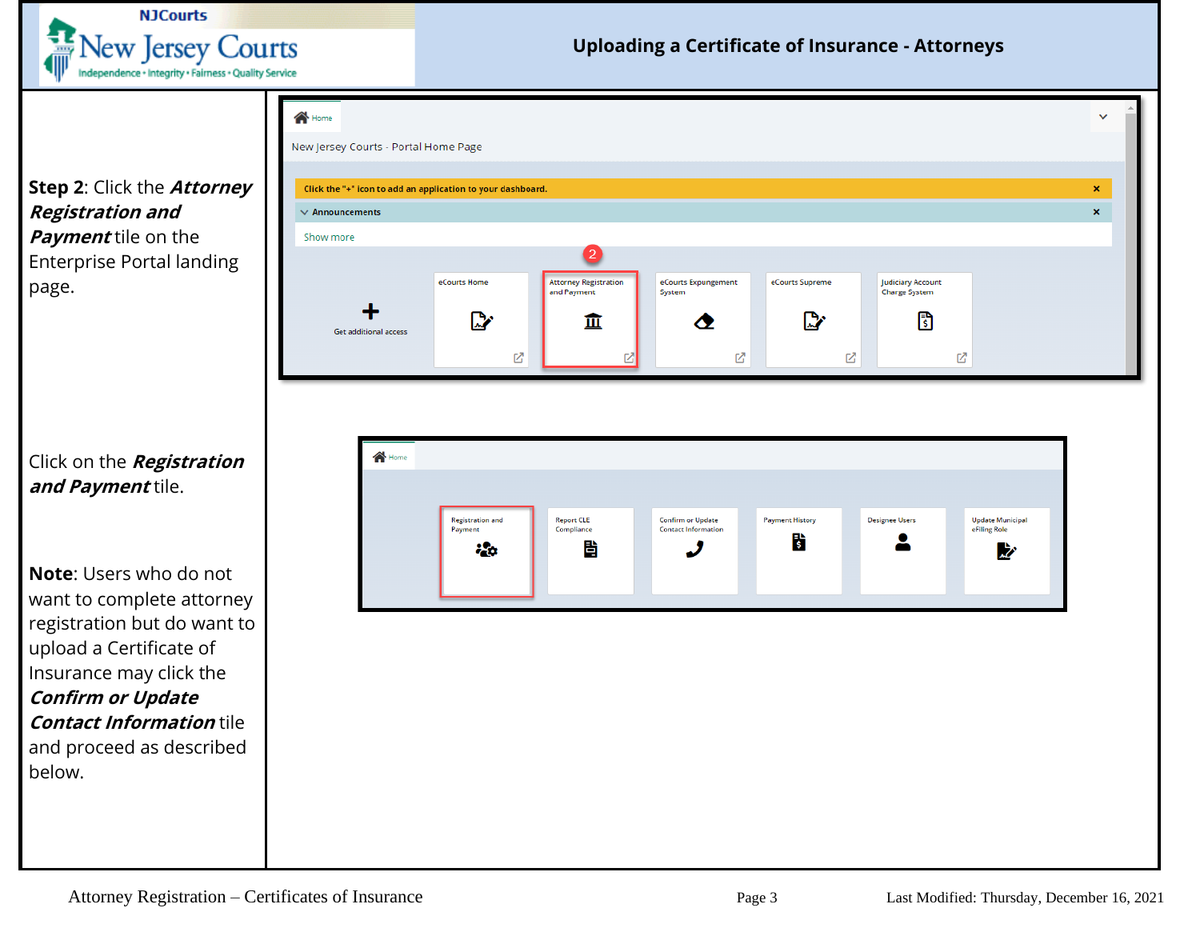**Step 2**: Click the ***Attorney Registration and Payment*** tile on the Enterprise Portal landing page.

Click on the ***Registration and Payment*** tile.

**Note**: Users who do not want to complete attorney registration but do want to upload a Certificate of Insurance may click the ***Confirm or Update Contact Information*** tile and proceed as described below.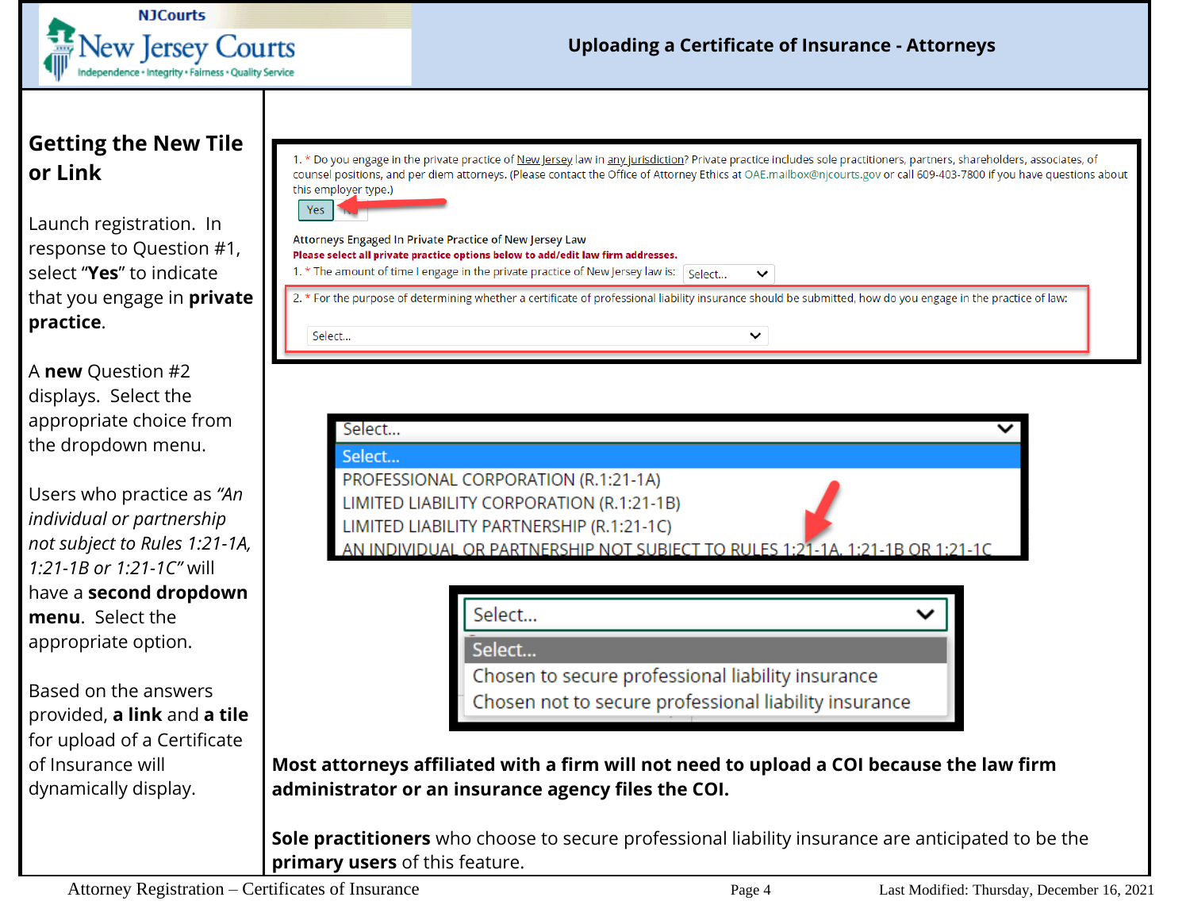# Uploading a Certificate of Insurance - Attorneys

## Getting the New Tile or Link

Launch registration. In response to Question #1, select "**Yes**" to indicate that you engage in **private practice**.

A **new** Question #2 displays. Select the appropriate choice from the dropdown menu.

Users who practice as *"An individual or partnership not subject to Rules 1:21-1A, 1:21-1B or 1:21-1C"* will have a **second dropdown menu**. Select the appropriate option.

Based on the answers provided, **a link** and **a tile** for upload of a Certificate of Insurance will dynamically display.

1. * Do you engage in the private practice of New Jersey law in any jurisdiction? Private practice includes sole practitioners, partners, shareholders, associates, of counsel positions, and per diem attorneys. (Please contact the Office of Attorney Ethics at OAE.mailbox@njcourts.gov or call 609-403-7800 if you have questions about this employer type.)

Yes | No

Attorneys Engaged In Private Practice of New Jersey Law

**Please select all private practice options below to add/edit law firm addresses.**

1. * The amount of time I engage in the private practice of New Jersey law is: Select...

2. * For the purpose of determining whether a certificate of professional liability insurance should be submitted, how do you engage in the practice of law:

Select...

- Select...
- PROFESSIONAL CORPORATION (R.1:21-1A)
- LIMITED LIABILITY CORPORATION (R.1:21-1B)
- LIMITED LIABILITY PARTNERSHIP (R.1:21-1C)
- AN INDIVIDUAL OR PARTNERSHIP NOT SUBJECT TO RULES 1:21-1A, 1:21-1B OR 1:21-1C

- Select...
- Chosen to secure professional liability insurance
- Chosen not to secure professional liability insurance

**Most attorneys affiliated with a firm will not need to upload a COI because the law firm administrator or an insurance agency files the COI.**

**Sole practitioners** who choose to secure professional liability insurance are anticipated to be the **primary users** of this feature.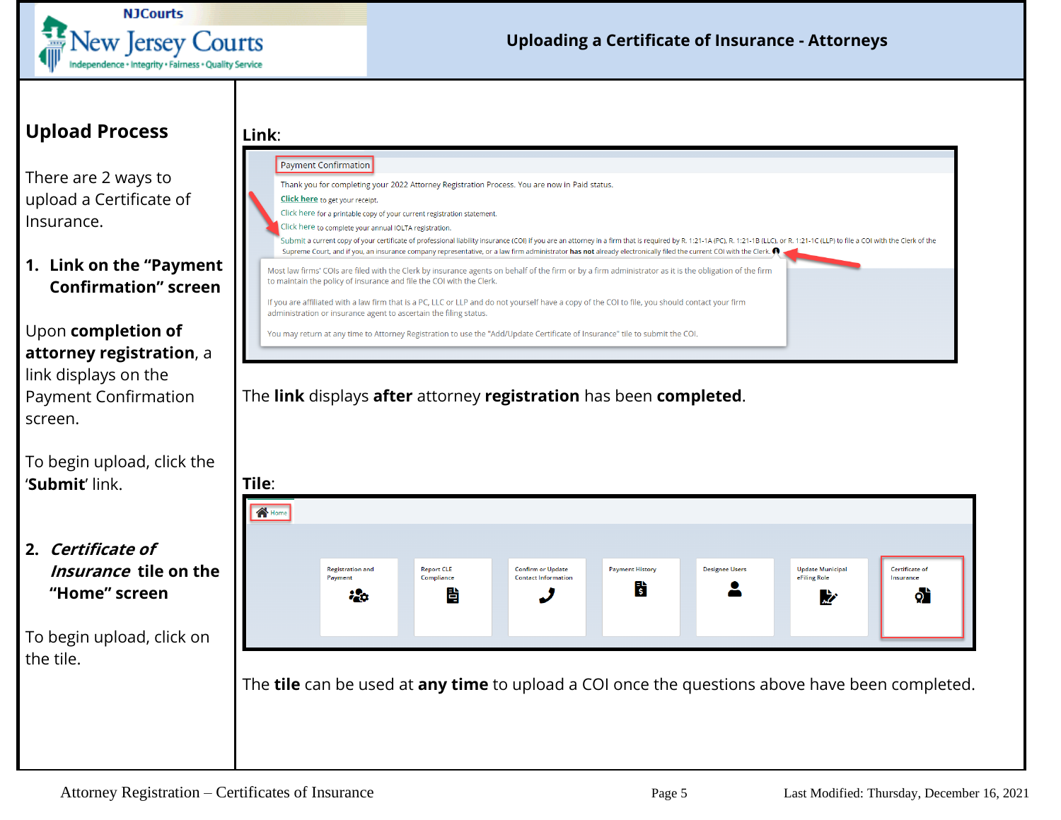## Upload Process

There are 2 ways to upload a Certificate of Insurance.

1. **Link on the "Payment Confirmation" screen**

Upon **completion of attorney registration**, a link displays on the Payment Confirmation screen.

To begin upload, click the '**Submit**' link.

2. ***Certificate of Insurance* tile on the "Home" screen**

To begin upload, click on the tile.

**Link**:

Payment Confirmation

Thank you for completing your 2022 Attorney Registration Process. You are now in Paid status.

Click here to get your receipt.

Click here for a printable copy of your current registration statement.

Click here to complete your annual IOLTA registration.

Submit a current copy of your certificate of professional liability insurance (COI) if you are an attorney in a firm that is required by R. 1:21-1A (PC), R. 1:21-1B (LLC), or R. 1:21-1C (LLP) to file a COI with the Clerk of the Supreme Court, and if you, an insurance company representative, or a law firm administrator **has not** already electronically filed the current COI with the Clerk.

Most law firms' COIs are filed with the Clerk by insurance agents on behalf of the firm or by a firm administrator as it is the obligation of the firm to maintain the policy of insurance and file the COI with the Clerk.

If you are affiliated with a law firm that is a PC, LLC or LLP and do not yourself have a copy of the COI to file, you should contact your firm administration or insurance agent to ascertain the filing status.

You may return at any time to Attorney Registration to use the "Add/Update Certificate of Insurance" tile to submit the COI.

The **link** displays **after** attorney **registration** has been **completed**.

**Tile**:

Home

Registration and Payment | Report CLE Compliance | Confirm or Update Contact Information | Payment History | Designee Users | Update Municipal eFiling Role | Certificate of Insurance

The **tile** can be used at **any time** to upload a COI once the questions above have been completed.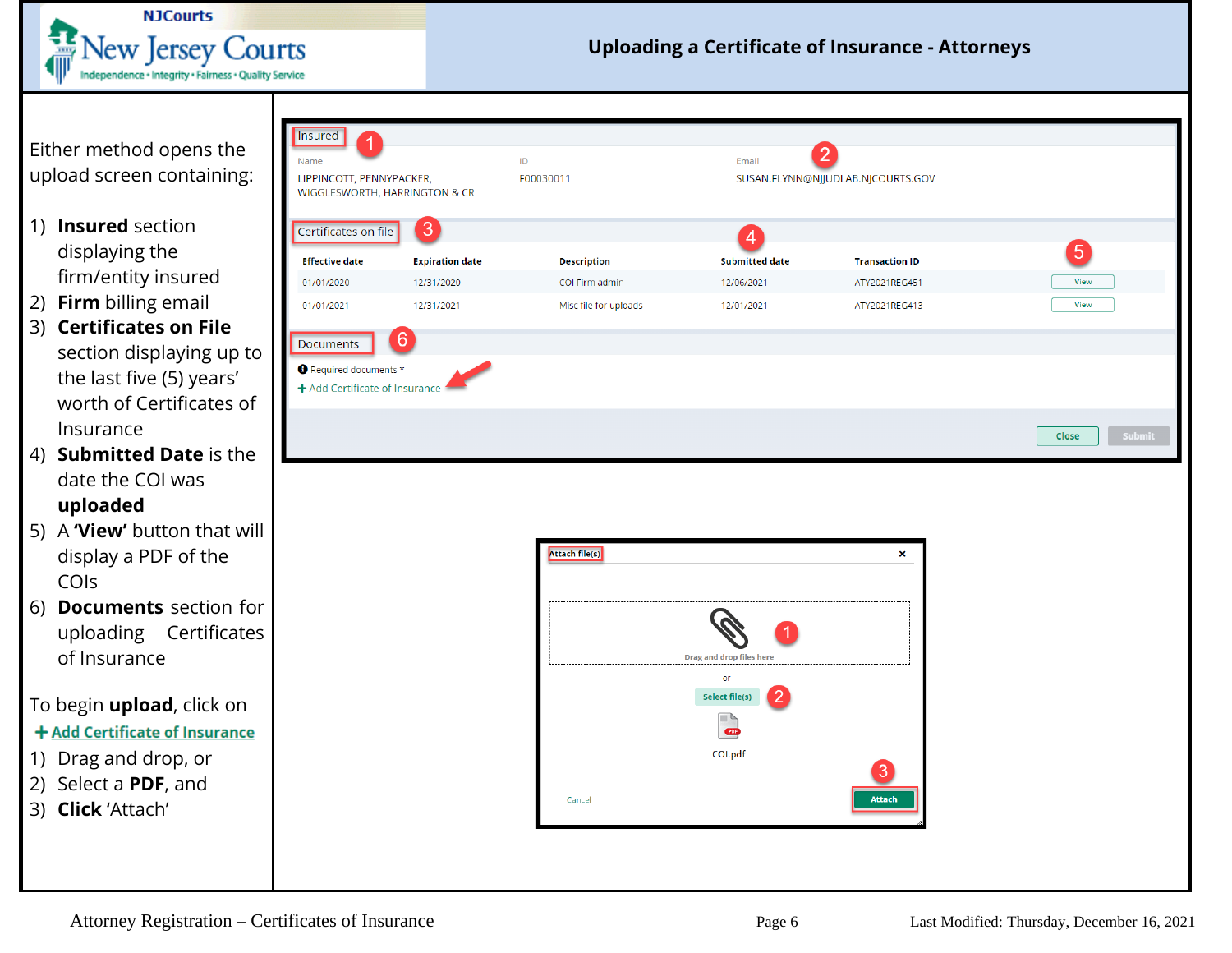# Uploading a Certificate of Insurance - Attorneys

Either method opens the upload screen containing:

1) **Insured** section displaying the firm/entity insured
2) **Firm** billing email
3) **Certificates on File** section displaying up to the last five (5) years' worth of Certificates of Insurance
4) **Submitted Date** is the date the COI was **uploaded**
5) A **'View'** button that will display a PDF of the COIs
6) **Documents** section for uploading Certificates of Insurance

To begin **upload**, click on **+ Add Certificate of Insurance**

1) Drag and drop, or
2) Select a **PDF**, and
3) **Click** 'Attach'

**Insured** (1)

| Name | ID | Email (2) |
|---|---|---|
| LIPPINCOTT, PENNYPACKER, WIGGLESWORTH, HARRINGTON & CRI | F00030011 | SUSAN.FLYNN@NJJUDLAB.NJCOURTS.GOV |

**Certificates on file** (3)

| Effective date | Expiration date | Description | Submitted date (4) | Transaction ID | (5) |
|---|---|---|---|---|---|
| 01/01/2020 | 12/31/2020 | COI Firm admin | 12/06/2021 | ATY2021REG451 | View |
| 01/01/2021 | 12/31/2021 | Misc file for uploads | 12/01/2021 | ATY2021REG413 | View |

**Documents** (6)

Required documents *

+ Add Certificate of Insurance

Close | Submit

**Attach file(s)**

Drag and drop files here (1)

or

Select file(s) (2)

COI.pdf

Cancel | Attach (3)

Attorney Registration – Certificates of Insurance    Last Modified: Thursday, December 16, 2021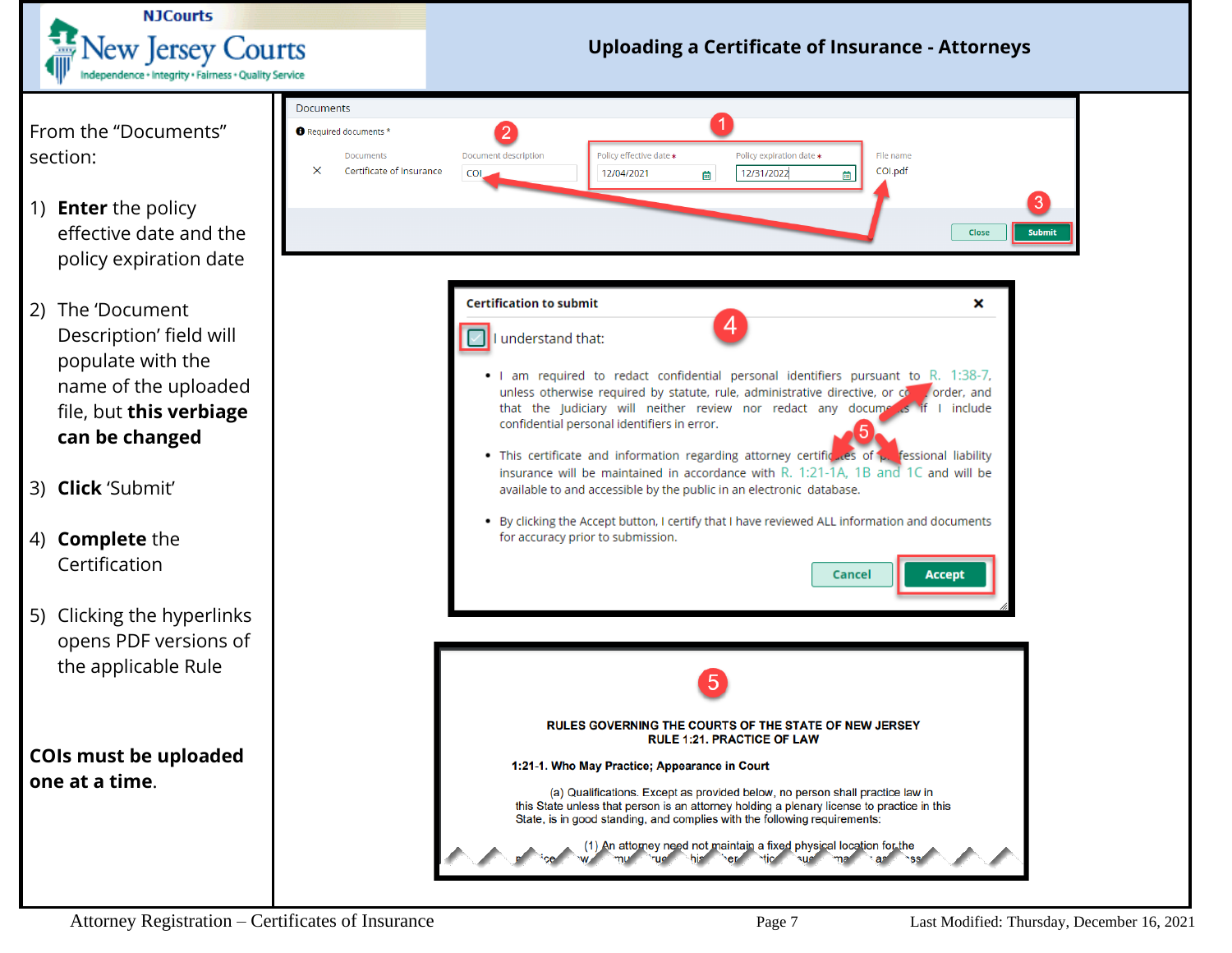# Uploading a Certificate of Insurance - Attorneys

From the "Documents" section:

1) **Enter** the policy effective date and the policy expiration date

2) The 'Document Description' field will populate with the name of the uploaded file, but **this verbiage can be changed**

3) **Click** 'Submit'

4) **Complete** the Certification

5) Clicking the hyperlinks opens PDF versions of the applicable Rule

**COIs must be uploaded one at a time.**

Documents

Required documents *

| | Documents | Document description | Policy effective date * | Policy expiration date * | File name |
|---|---|---|---|---|---|
| × | Certificate of Insurance | COI | 12/04/2021 | 12/31/2022 | COI.pdf |

Close | Submit

**Certification to submit**

I understand that:

- I am required to redact confidential personal identifiers pursuant to R. 1:38-7, unless otherwise required by statute, rule, administrative directive, or court order, and that the Judiciary will neither review nor redact any documents if I include confidential personal identifiers in error.
- This certificate and information regarding attorney certificates of professional liability insurance will be maintained in accordance with R. 1:21-1A, 1B and 1C and will be available to and accessible by the public in an electronic database.
- By clicking the Accept button, I certify that I have reviewed ALL information and documents for accuracy prior to submission.

Cancel | Accept

RULES GOVERNING THE COURTS OF THE STATE OF NEW JERSEY
RULE 1:21. PRACTICE OF LAW

**1:21-1. Who May Practice; Appearance in Court**

(a) Qualifications. Except as provided below, no person shall practice law in this State unless that person is an attorney holding a plenary license to practice in this State, is in good standing, and complies with the following requirements:

(1) An attorney need not maintain a fixed physical location for the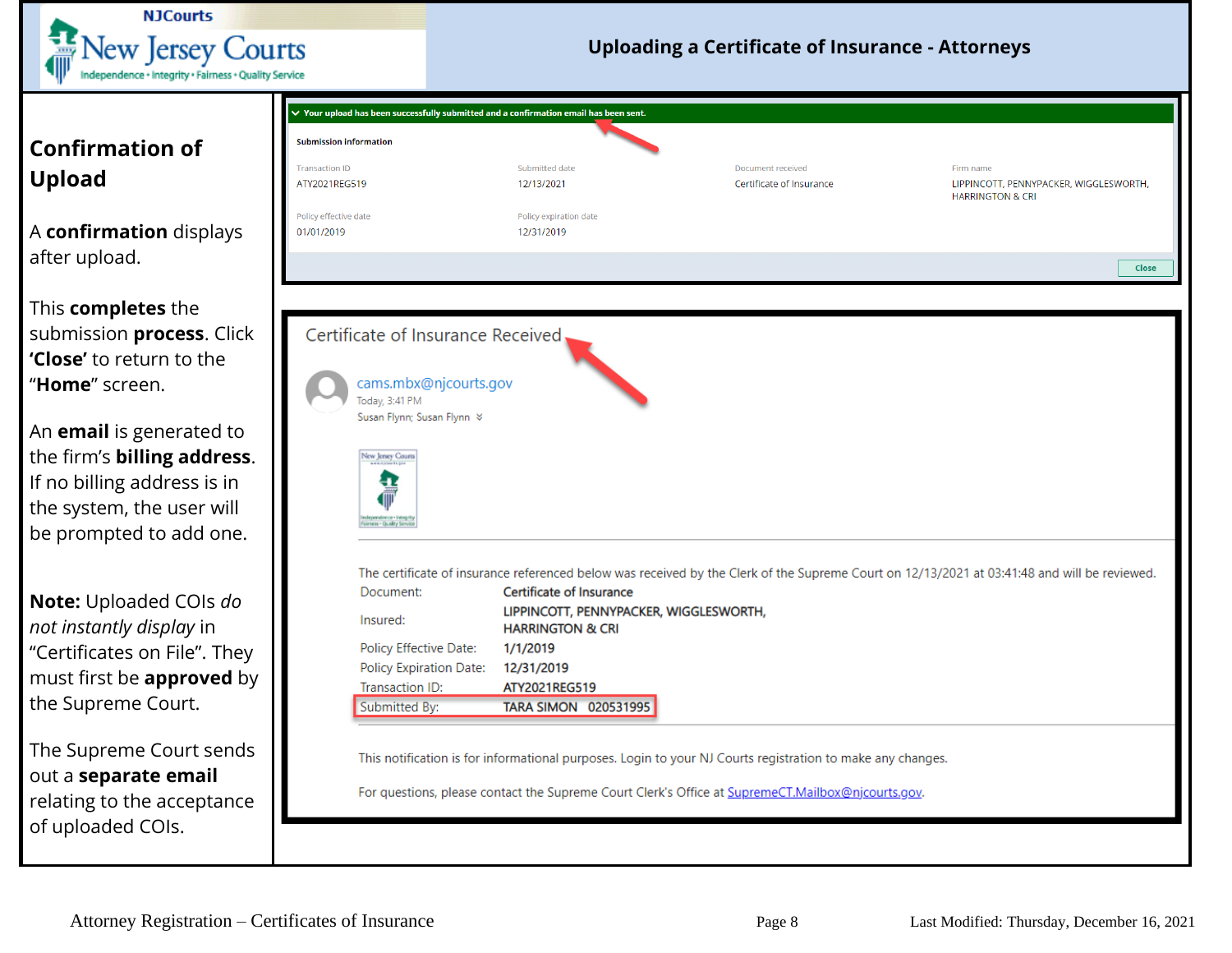# Uploading a Certificate of Insurance - Attorneys

## Confirmation of Upload

A **confirmation** displays after upload.

This **completes** the submission **process**. Click **'Close'** to return to the "**Home**" screen.

An **email** is generated to the firm's **billing address**. If no billing address is in the system, the user will be prompted to add one.

**Note:** Uploaded COIs *do not instantly display* in "Certificates on File". They must first be **approved** by the Supreme Court.

The Supreme Court sends out a **separate email** relating to the acceptance of uploaded COIs.

Your upload has been successfully submitted and a confirmation email has been sent.

Submission information

| Transaction ID | Submitted date | Document received | Firm name |
|---|---|---|---|
| ATY2021REG519 | 12/13/2021 | Certificate of Insurance | LIPPINCOTT, PENNYPACKER, WIGGLESWORTH, HARRINGTON & CRI |

| Policy effective date | Policy expiration date |
|---|---|
| 01/01/2019 | 12/31/2019 |

Close

Certificate of Insurance Received

cams.mbx@njcourts.gov
Today, 3:41 PM
Susan Flynn; Susan Flynn

The certificate of insurance referenced below was received by the Clerk of the Supreme Court on 12/13/2021 at 03:41:48 and will be reviewed.

| | |
|---|---|
| Document: | Certificate of Insurance |
| Insured: | LIPPINCOTT, PENNYPACKER, WIGGLESWORTH, HARRINGTON & CRI |
| Policy Effective Date: | 1/1/2019 |
| Policy Expiration Date: | 12/31/2019 |
| Transaction ID: | ATY2021REG519 |
| Submitted By: | TARA SIMON 020531995 |

This notification is for informational purposes. Login to your NJ Courts registration to make any changes.

For questions, please contact the Supreme Court Clerk's Office at SupremeCT.Mailbox@njcourts.gov.